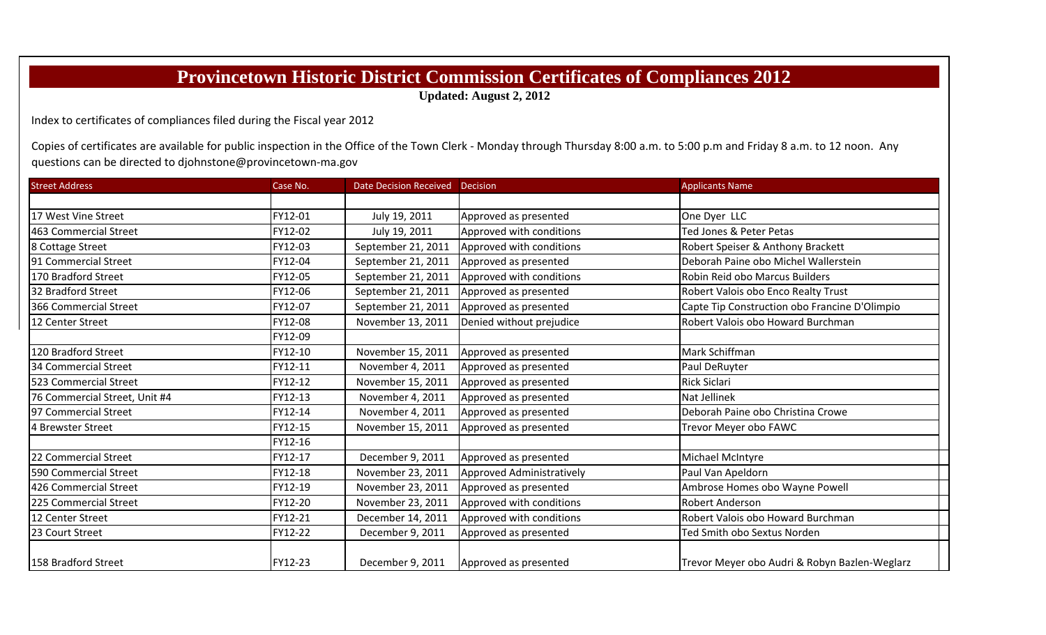# Provincetown Historic District Commission Certificates of Compliances 2012

**Updated: August 2, 2012**

Index to certificates of compliances filed during the Fiscal year 2012

Copies of certificates are available for public inspection in the Office of the Town Clerk - Monday through Thursday 8:00 a.m. to 5:00 p.m and Friday 8 a.m. to 12 noon. Any questions can be directed to djohnstone@provincetown-ma.gov

| Street Address | Case No. | Date Decision Received | Decision | Applicants Name |
|---|---|---|---|---|
| | | | | |
| 17 West Vine Street | FY12-01 | July 19, 2011 | Approved as presented | One Dyer LLC |
| 463 Commercial Street | FY12-02 | July 19, 2011 | Approved with conditions | Ted Jones & Peter Petas |
| 8 Cottage Street | FY12-03 | September 21, 2011 | Approved with conditions | Robert Speiser & Anthony Brackett |
| 91 Commercial Street | FY12-04 | September 21, 2011 | Approved as presented | Deborah Paine obo Michel Wallerstein |
| 170 Bradford Street | FY12-05 | September 21, 2011 | Approved with conditions | Robin Reid obo Marcus Builders |
| 32 Bradford Street | FY12-06 | September 21, 2011 | Approved as presented | Robert Valois obo Enco Realty Trust |
| 366 Commercial Street | FY12-07 | September 21, 2011 | Approved as presented | Capte Tip Construction obo Francine D'Olimpio |
| 12 Center Street | FY12-08 | November 13, 2011 | Denied without prejudice | Robert Valois obo Howard Burchman |
| | FY12-09 | | | |
| 120 Bradford Street | FY12-10 | November 15, 2011 | Approved as presented | Mark Schiffman |
| 34 Commercial Street | FY12-11 | November 4, 2011 | Approved as presented | Paul DeRuyter |
| 523 Commercial Street | FY12-12 | November 15, 2011 | Approved as presented | Rick Siclari |
| 76 Commercial Street, Unit #4 | FY12-13 | November 4, 2011 | Approved as presented | Nat Jellinek |
| 97 Commercial Street | FY12-14 | November 4, 2011 | Approved as presented | Deborah Paine obo Christina Crowe |
| 4 Brewster Street | FY12-15 | November 15, 2011 | Approved as presented | Trevor Meyer obo FAWC |
| | FY12-16 | | | |
| 22 Commercial Street | FY12-17 | December 9, 2011 | Approved as presented | Michael McIntyre |
| 590 Commercial Street | FY12-18 | November 23, 2011 | Approved Administratively | Paul Van Apeldorn |
| 426 Commercial Street | FY12-19 | November 23, 2011 | Approved as presented | Ambrose Homes obo Wayne Powell |
| 225 Commercial Street | FY12-20 | November 23, 2011 | Approved with conditions | Robert Anderson |
| 12 Center Street | FY12-21 | December 14, 2011 | Approved with conditions | Robert Valois obo Howard Burchman |
| 23 Court Street | FY12-22 | December 9, 2011 | Approved as presented | Ted Smith obo Sextus Norden |
| 158 Bradford Street | FY12-23 | December 9, 2011 | Approved as presented | Trevor Meyer obo Audri & Robyn Bazlen-Weglarz |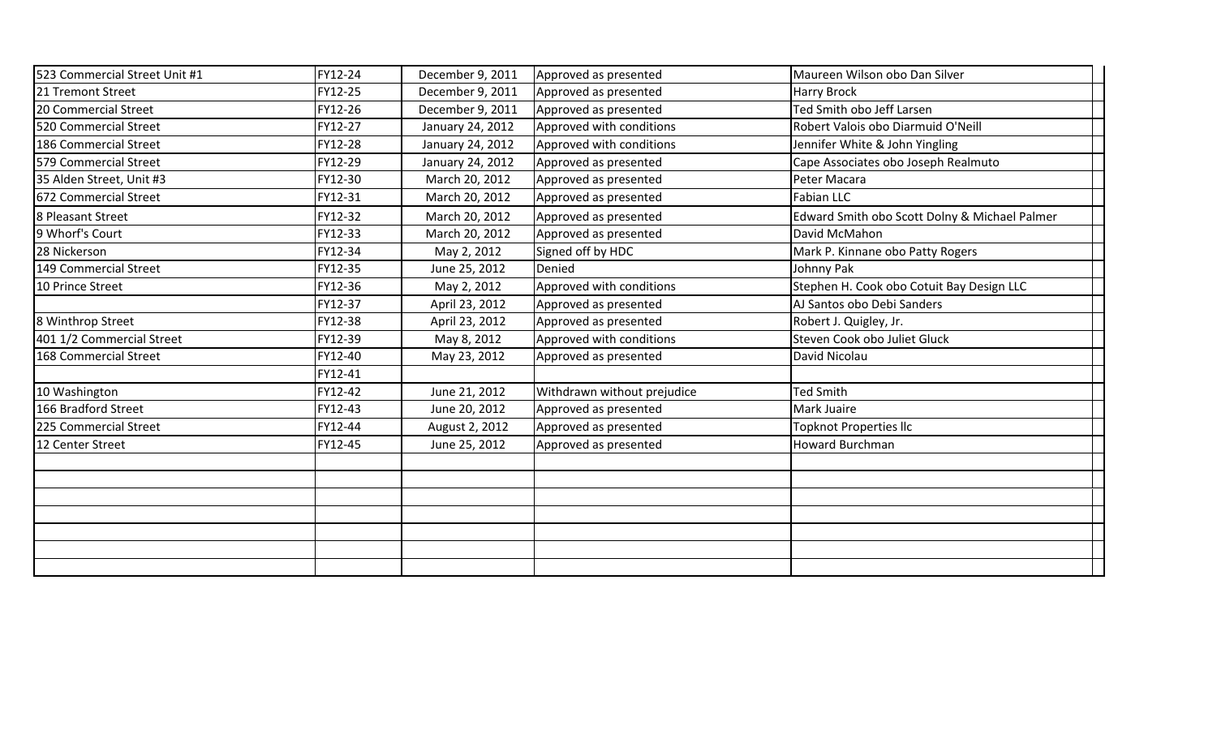| | | | | |
|---|---|---|---|---|
| 523 Commercial Street Unit #1 | FY12-24 | December 9, 2011 | Approved as presented | Maureen Wilson obo Dan Silver |
| 21 Tremont Street | FY12-25 | December 9, 2011 | Approved as presented | Harry Brock |
| 20 Commercial Street | FY12-26 | December 9, 2011 | Approved as presented | Ted Smith obo Jeff Larsen |
| 520 Commercial Street | FY12-27 | January 24, 2012 | Approved with conditions | Robert Valois obo Diarmuid O'Neill |
| 186 Commercial Street | FY12-28 | January 24, 2012 | Approved with conditions | Jennifer White & John Yingling |
| 579 Commercial Street | FY12-29 | January 24, 2012 | Approved as presented | Cape Associates obo Joseph Realmuto |
| 35 Alden Street, Unit #3 | FY12-30 | March 20, 2012 | Approved as presented | Peter Macara |
| 672 Commercial Street | FY12-31 | March 20, 2012 | Approved as presented | Fabian LLC |
| 8 Pleasant Street | FY12-32 | March 20, 2012 | Approved as presented | Edward Smith obo Scott Dolny & Michael Palmer |
| 9 Whorf's Court | FY12-33 | March 20, 2012 | Approved as presented | David McMahon |
| 28 Nickerson | FY12-34 | May 2, 2012 | Signed off by HDC | Mark P. Kinnane obo Patty Rogers |
| 149 Commercial Street | FY12-35 | June 25, 2012 | Denied | Johnny Pak |
| 10 Prince Street | FY12-36 | May 2, 2012 | Approved with conditions | Stephen H. Cook obo Cotuit Bay Design LLC |
| | FY12-37 | April 23, 2012 | Approved as presented | AJ Santos obo Debi Sanders |
| 8 Winthrop Street | FY12-38 | April 23, 2012 | Approved as presented | Robert J. Quigley, Jr. |
| 401 1/2 Commercial Street | FY12-39 | May 8, 2012 | Approved with conditions | Steven Cook obo Juliet Gluck |
| 168 Commercial Street | FY12-40 | May 23, 2012 | Approved as presented | David Nicolau |
| | FY12-41 | | | |
| 10 Washington | FY12-42 | June 21, 2012 | Withdrawn without prejudice | Ted Smith |
| 166 Bradford Street | FY12-43 | June 20, 2012 | Approved as presented | Mark Juaire |
| 225 Commercial Street | FY12-44 | August 2, 2012 | Approved as presented | Topknot Properties llc |
| 12 Center Street | FY12-45 | June 25, 2012 | Approved as presented | Howard Burchman |
| | | | | |
| | | | | |
| | | | | |
| | | | | |
| | | | | |
| | | | | |
| | | | | |